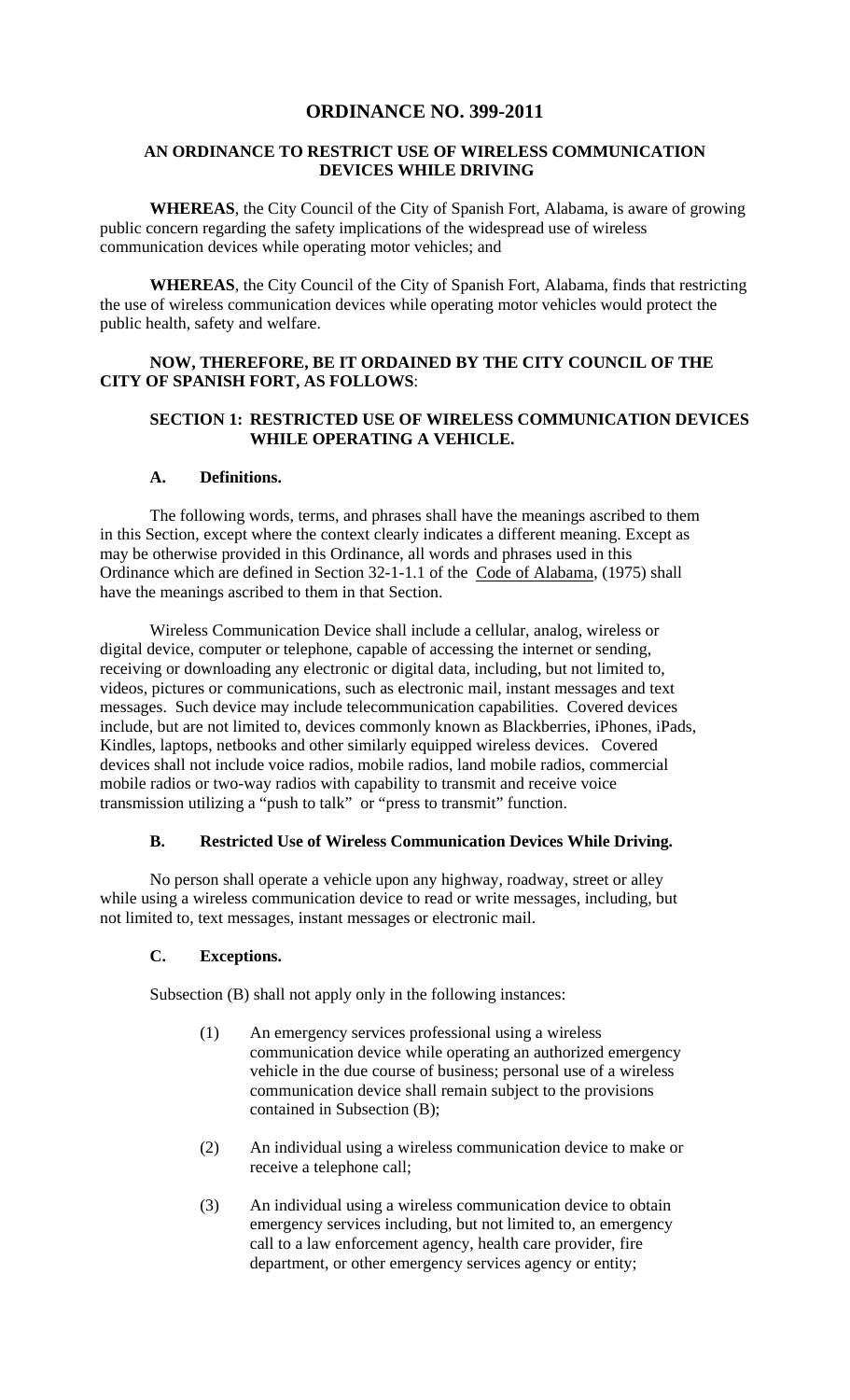# ORDINANCE NO. 399-2011

## AN ORDINANCE TO RESTRICT USE OF WIRELESS COMMUNICATION DEVICES WHILE DRIVING

**WHEREAS**, the City Council of the City of Spanish Fort, Alabama, is aware of growing public concern regarding the safety implications of the widespread use of wireless communication devices while operating motor vehicles; and

**WHEREAS**, the City Council of the City of Spanish Fort, Alabama, finds that restricting the use of wireless communication devices while operating motor vehicles would protect the public health, safety and welfare.

**NOW, THEREFORE, BE IT ORDAINED BY THE CITY COUNCIL OF THE CITY OF SPANISH FORT, AS FOLLOWS**:

### SECTION 1: RESTRICTED USE OF WIRELESS COMMUNICATION DEVICES WHILE OPERATING A VEHICLE.

#### A. Definitions.

The following words, terms, and phrases shall have the meanings ascribed to them in this Section, except where the context clearly indicates a different meaning. Except as may be otherwise provided in this Ordinance, all words and phrases used in this Ordinance which are defined in Section 32-1-1.1 of the Code of Alabama, (1975) shall have the meanings ascribed to them in that Section.

Wireless Communication Device shall include a cellular, analog, wireless or digital device, computer or telephone, capable of accessing the internet or sending, receiving or downloading any electronic or digital data, including, but not limited to, videos, pictures or communications, such as electronic mail, instant messages and text messages. Such device may include telecommunication capabilities. Covered devices include, but are not limited to, devices commonly known as Blackberries, iPhones, iPads, Kindles, laptops, netbooks and other similarly equipped wireless devices. Covered devices shall not include voice radios, mobile radios, land mobile radios, commercial mobile radios or two-way radios with capability to transmit and receive voice transmission utilizing a "push to talk" or "press to transmit" function.

#### B. Restricted Use of Wireless Communication Devices While Driving.

No person shall operate a vehicle upon any highway, roadway, street or alley while using a wireless communication device to read or write messages, including, but not limited to, text messages, instant messages or electronic mail.

#### C. Exceptions.

Subsection (B) shall not apply only in the following instances:

(1) An emergency services professional using a wireless communication device while operating an authorized emergency vehicle in the due course of business; personal use of a wireless communication device shall remain subject to the provisions contained in Subsection (B);

(2) An individual using a wireless communication device to make or receive a telephone call;

(3) An individual using a wireless communication device to obtain emergency services including, but not limited to, an emergency call to a law enforcement agency, health care provider, fire department, or other emergency services agency or entity;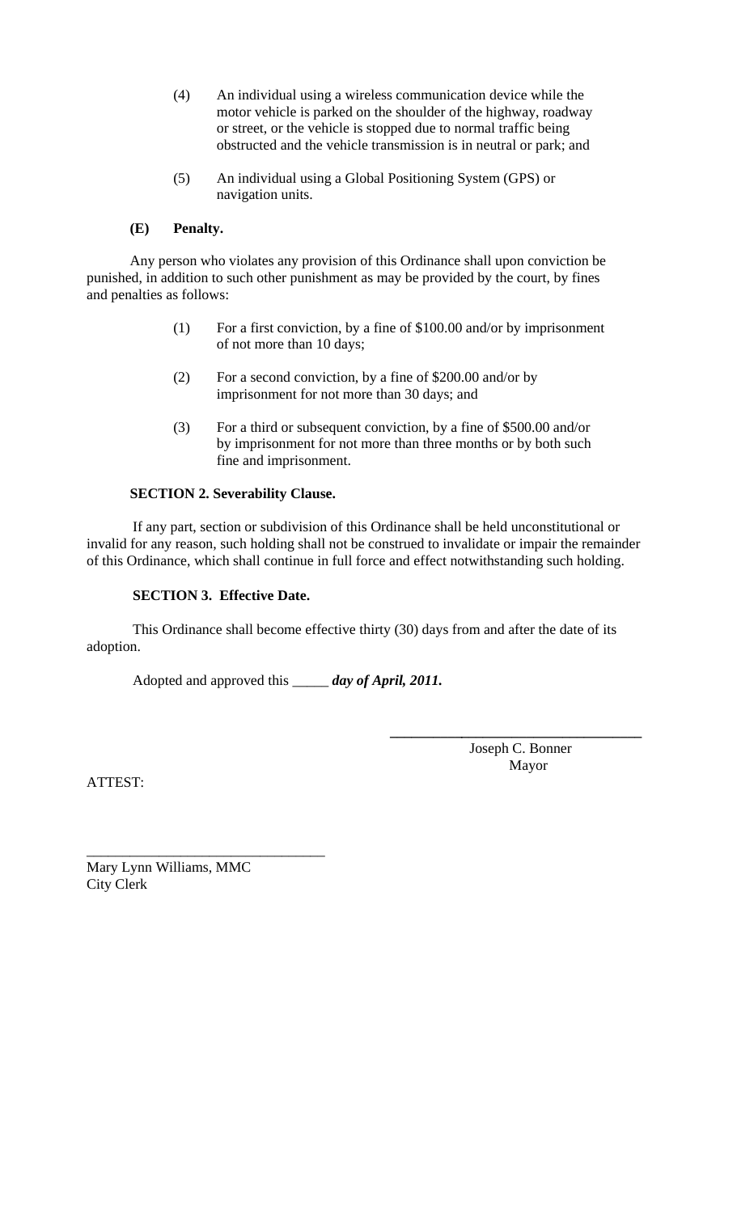(4) An individual using a wireless communication device while the motor vehicle is parked on the shoulder of the highway, roadway or street, or the vehicle is stopped due to normal traffic being obstructed and the vehicle transmission is in neutral or park; and

(5) An individual using a Global Positioning System (GPS) or navigation units.

**(E) Penalty.**

Any person who violates any provision of this Ordinance shall upon conviction be punished, in addition to such other punishment as may be provided by the court, by fines and penalties as follows:

(1) For a first conviction, by a fine of $100.00 and/or by imprisonment of not more than 10 days;

(2) For a second conviction, by a fine of $200.00 and/or by imprisonment for not more than 30 days; and

(3) For a third or subsequent conviction, by a fine of $500.00 and/or by imprisonment for not more than three months or by both such fine and imprisonment.

**SECTION 2. Severability Clause.**

If any part, section or subdivision of this Ordinance shall be held unconstitutional or invalid for any reason, such holding shall not be construed to invalidate or impair the remainder of this Ordinance, which shall continue in full force and effect notwithstanding such holding.

**SECTION 3. Effective Date.**

This Ordinance shall become effective thirty (30) days from and after the date of its adoption.

Adopted and approved this _____ ***day of April, 2011.***

___________________________________

Joseph C. Bonner
Mayor

ATTEST:

________________________________

Mary Lynn Williams, MMC
City Clerk